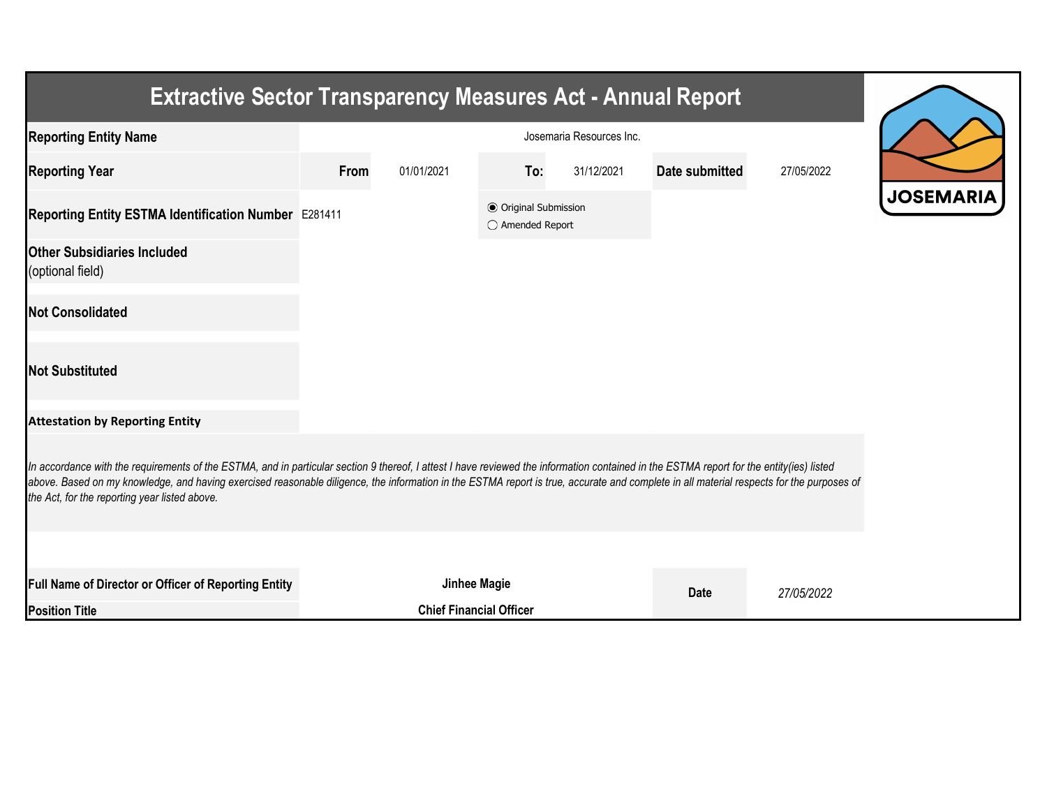# Extractive Sector Transparency Measures Act - Annual Report

| | | | | | | |
|---|---|---|---|---|---|---|
| **Reporting Entity Name** | Josemaria Resources Inc. | | | | | |
| **Reporting Year** | **From** | 01/01/2021 | **To:** | 31/12/2021 | **Date submitted** | 27/05/2022 |
| **Reporting Entity ESTMA Identification Number** | E281411 | | ◉ Original Submission<br>◯ Amended Report | | | |
| **Other Subsidiaries Included**<br>(optional field) | | | | | | |
| **Not Consolidated** | | | | | | |
| **Not Substituted** | | | | | | |

JOSEMARIA

**Attestation by Reporting Entity**

*In accordance with the requirements of the ESTMA, and in particular section 9 thereof, I attest I have reviewed the information contained in the ESTMA report for the entity(ies) listed above. Based on my knowledge, and having exercised reasonable diligence, the information in the ESTMA report is true, accurate and complete in all material respects for the purposes of the Act, for the reporting year listed above.*

| | | | |
|---|---|---|---|
| **Full Name of Director or Officer of Reporting Entity** | **Jinhee Magie** | **Date** | *27/05/2022* |
| **Position Title** | **Chief Financial Officer** | | |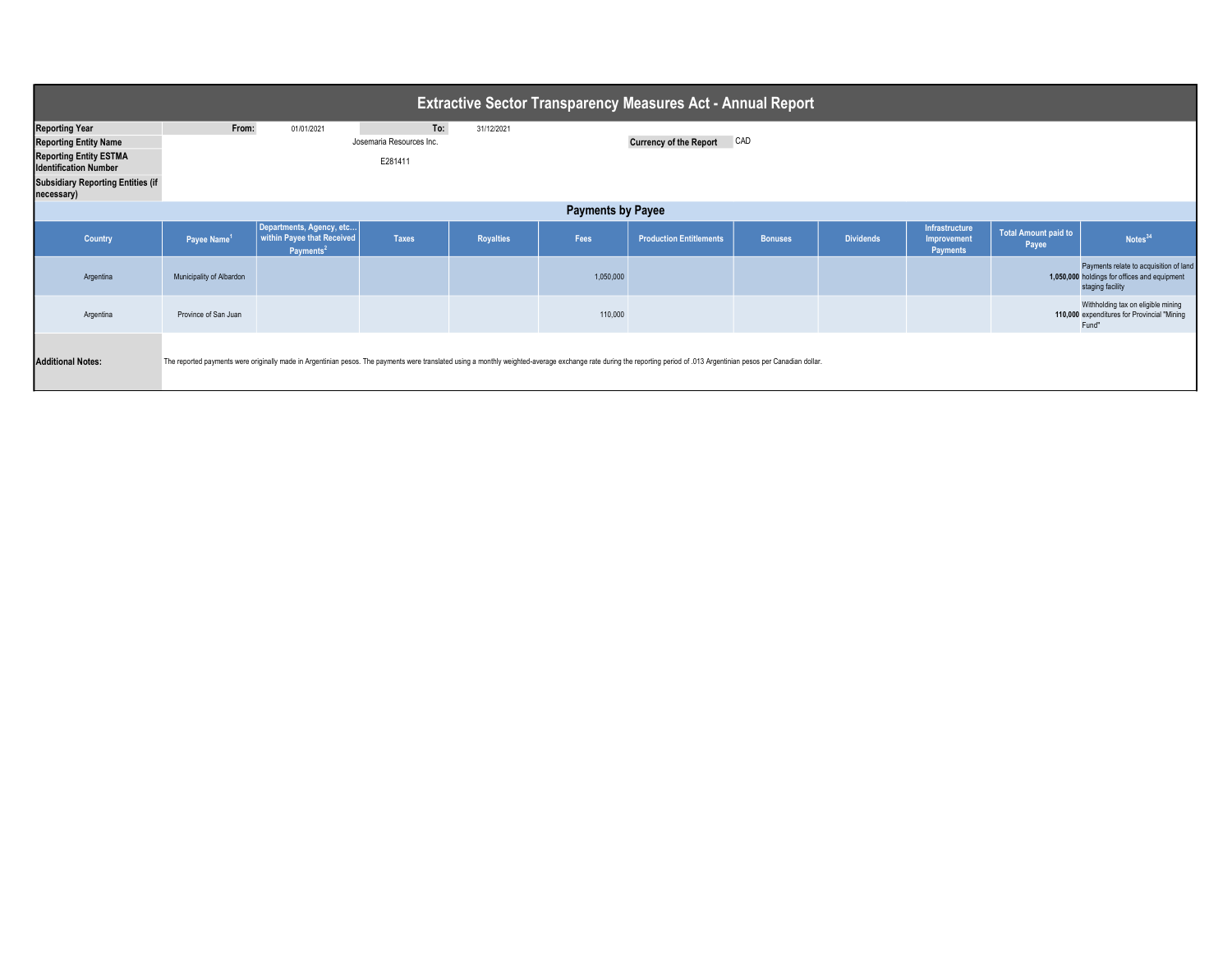# Extractive Sector Transparency Measures Act - Annual Report

| | | | | |
|---|---|---|---|---|
| **Reporting Year** | **From:** | 01/01/2021 | **To:** | 31/12/2021 |
| **Reporting Entity Name** | Josemaria Resources Inc. | | **Currency of the Report** | CAD |
| **Reporting Entity ESTMA Identification Number** | E281411 | | | |
| **Subsidiary Reporting Entities (if necessary)** | | | | |

## Payments by Payee

| Country | Payee Name[1] | Departments, Agency, etc… within Payee that Received Payments[2] | Taxes | Royalties | Fees | Production Entitlements | Bonuses | Dividends | Infrastructure Improvement Payments | Total Amount paid to Payee | Notes[34] |
|---|---|---|---|---|---|---|---|---|---|---|---|
| Argentina | Municipality of Albardon | | | | 1,050,000 | | | | | **1,050,000** | Payments relate to acquisition of land holdings for offices and equipment staging facility |
| Argentina | Province of San Juan | | | | 110,000 | | | | | **110,000** | Withholding tax on eligible mining expenditures for Provincial "Mining Fund" |

**Additional Notes:** The reported payments were originally made in Argentinian pesos. The payments were translated using a monthly weighted-average exchange rate during the reporting period of .013 Argentinian pesos per Canadian dollar.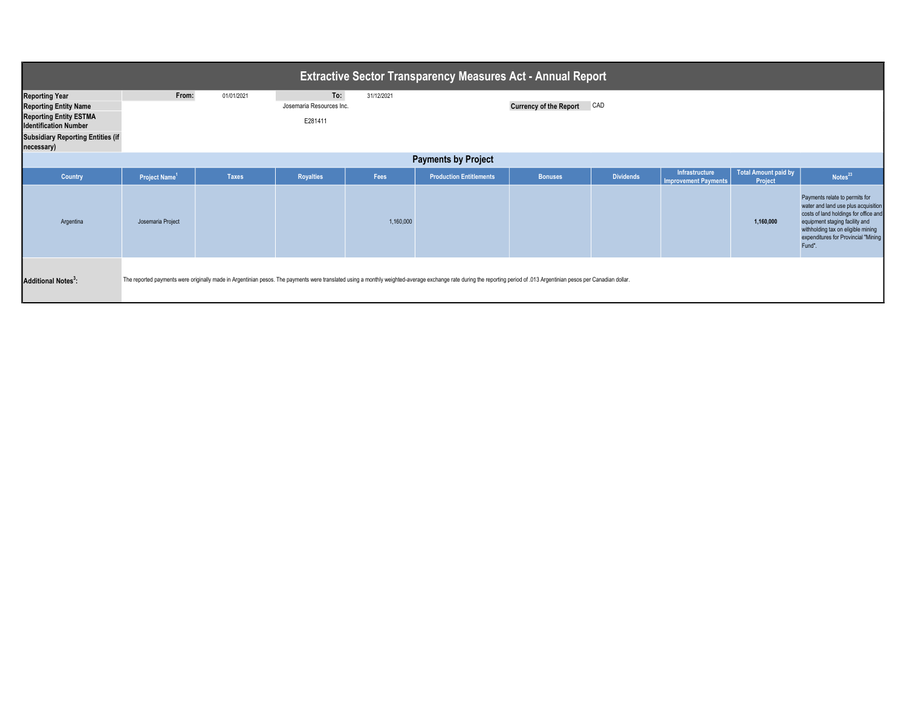# Extractive Sector Transparency Measures Act - Annual Report

| | | | | | |
|---|---|---|---|---|---|
| **Reporting Year** | **From:** | 01/01/2021 | **To:** | 31/12/2021 | |
| **Reporting Entity Name** | | Josemaria Resources Inc. | | **Currency of the Report** | CAD |
| **Reporting Entity ESTMA Identification Number** | | E281411 | | | |
| **Subsidiary Reporting Entities (if necessary)** | | | | | |

## Payments by Project

| Country | Project Name[1] | Taxes | Royalties | Fees | Production Entitlements | Bonuses | Dividends | Infrastructure Improvement Payments | Total Amount paid by Project | Notes[23] |
|---|---|---|---|---|---|---|---|---|---|---|
| Argentina | Josemaria Project | | | 1,160,000 | | | | | **1,160,000** | Payments relate to permits for water and land use plus acquisition costs of land holdings for office and equipment staging facility and withholding tax on eligible mining expenditures for Provincial "Mining Fund". |

**Additional Notes[3]:** The reported payments were originally made in Argentinian pesos. The payments were translated using a monthly weighted-average exchange rate during the reporting period of .013 Argentinian pesos per Canadian dollar.